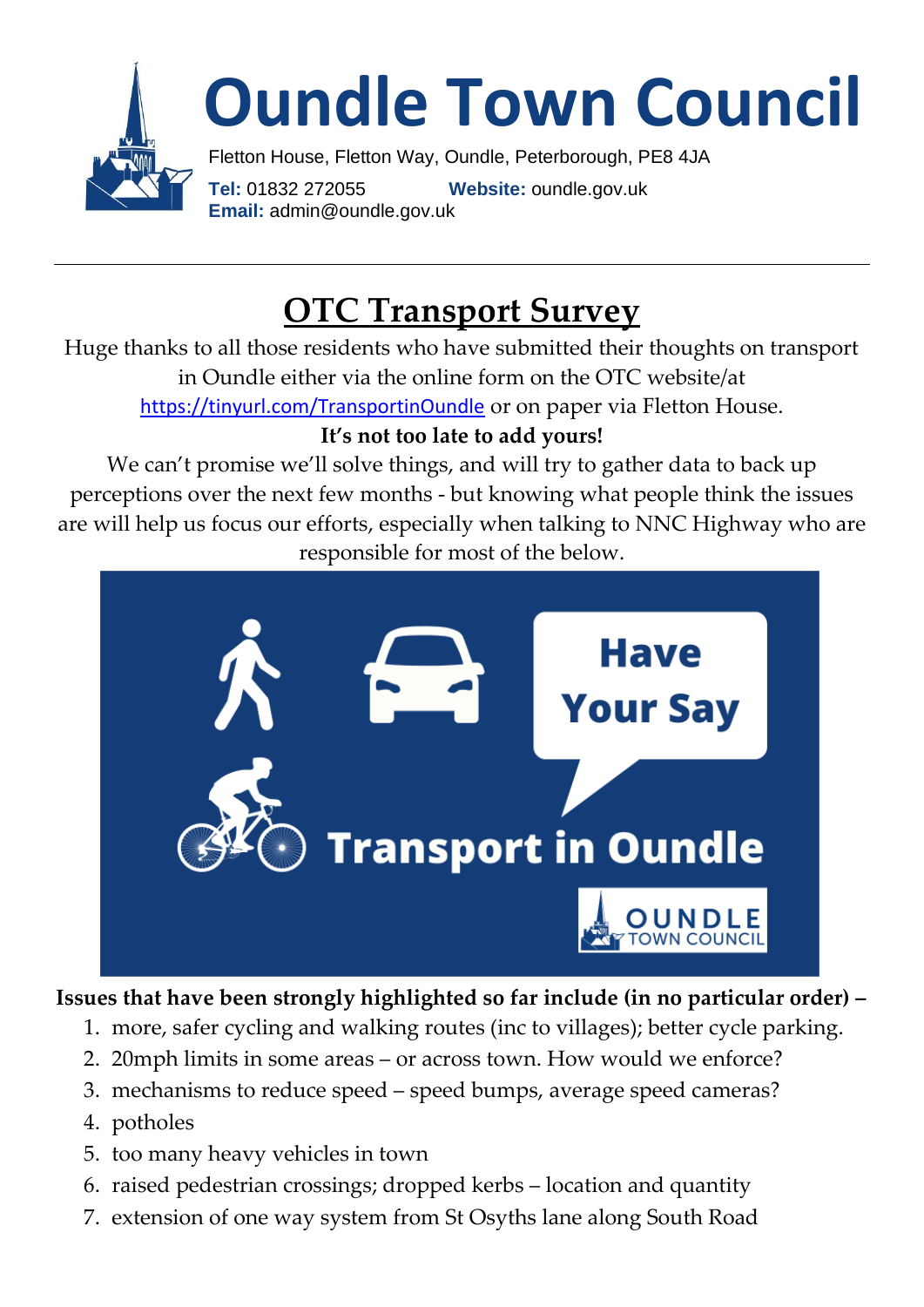# Oundle Town Council

Fletton House, Fletton Way, Oundle, Peterborough, PE8 4JA

**Tel:** 01832 272055 **Website:** oundle.gov.uk
**Email:** admin@oundle.gov.uk

---

## OTC Transport Survey

Huge thanks to all those residents who have submitted their thoughts on transport in Oundle either via the online form on the OTC website/at https://tinyurl.com/TransportinOundle or on paper via Fletton House.

**It's not too late to add yours!**

We can't promise we'll solve things, and will try to gather data to back up perceptions over the next few months - but knowing what people think the issues are will help us focus our efforts, especially when talking to NNC Highway who are responsible for most of the below.

Have Your Say

Transport in Oundle

OUNDLE TOWN COUNCIL

**Issues that have been strongly highlighted so far include (in no particular order) –**

1. more, safer cycling and walking routes (inc to villages); better cycle parking.
2. 20mph limits in some areas – or across town. How would we enforce?
3. mechanisms to reduce speed – speed bumps, average speed cameras?
4. potholes
5. too many heavy vehicles in town
6. raised pedestrian crossings; dropped kerbs – location and quantity
7. extension of one way system from St Osyths lane along South Road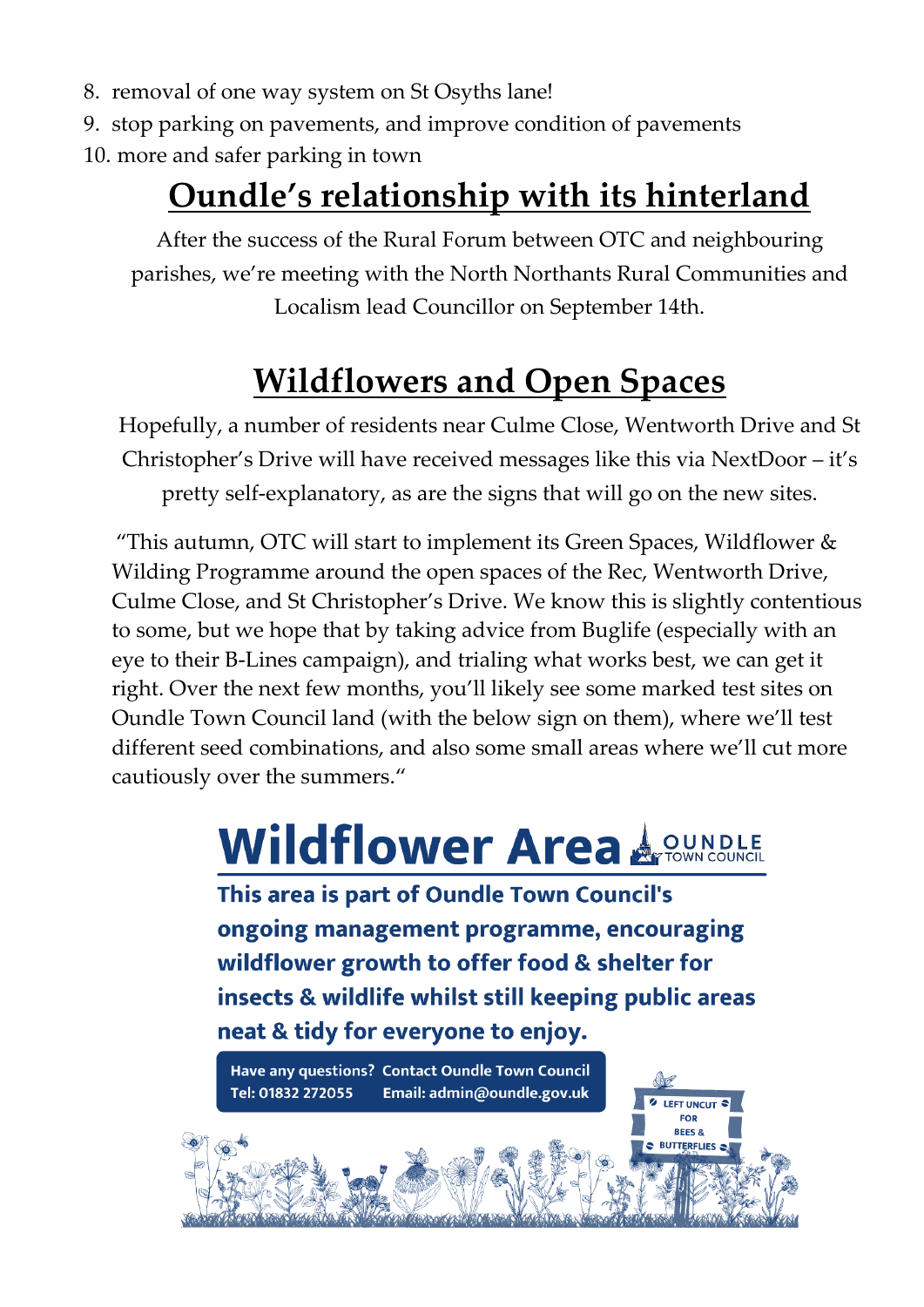8. removal of one way system on St Osyths lane!
9. stop parking on pavements, and improve condition of pavements
10. more and safer parking in town

## Oundle's relationship with its hinterland

After the success of the Rural Forum between OTC and neighbouring parishes, we're meeting with the North Northants Rural Communities and Localism lead Councillor on September 14th.

## Wildflowers and Open Spaces

Hopefully, a number of residents near Culme Close, Wentworth Drive and St Christopher's Drive will have received messages like this via NextDoor – it's pretty self-explanatory, as are the signs that will go on the new sites.

"This autumn, OTC will start to implement its Green Spaces, Wildflower & Wilding Programme around the open spaces of the Rec, Wentworth Drive, Culme Close, and St Christopher's Drive. We know this is slightly contentious to some, but we hope that by taking advice from Buglife (especially with an eye to their B-Lines campaign), and trialing what works best, we can get it right. Over the next few months, you'll likely see some marked test sites on Oundle Town Council land (with the below sign on them), where we'll test different seed combinations, and also some small areas where we'll cut more cautiously over the summers."

# Wildflower Area

OUNDLE TOWN COUNCIL

**This area is part of Oundle Town Council's ongoing management programme, encouraging wildflower growth to offer food & shelter for insects & wildlife whilst still keeping public areas neat & tidy for everyone to enjoy.**

**Have any questions? Contact Oundle Town Council**
**Tel: 01832 272055 Email: admin@oundle.gov.uk**

LEFT UNCUT FOR BEES & BUTTERFLIES